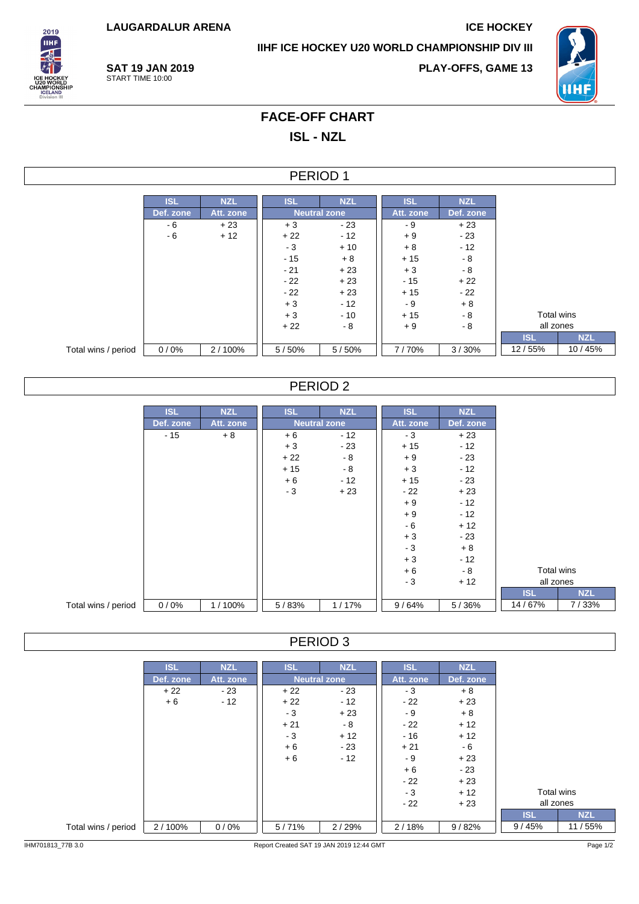LAUGARDALUR ARENA

ICE HOCKEY

IIHF ICE HOCKEY U20 WORLD CHAMPIONSHIP DIV III

**SAT 19 JAN 2019**
START TIME 10:00

PLAY-OFFS, GAME 13

# FACE-OFF CHART

## ISL - NZL

### PERIOD 1

| | ISL | NZL | ISL | NZL | ISL | NZL | | |
|---|---|---|---|---|---|---|---|---|
| | Def. zone | Att. zone | Neutral zone | | Att. zone | Def. zone | | |
| | - 6 | + 23 | + 3 | - 23 | - 9 | + 23 | | |
| | - 6 | + 12 | + 22 | - 12 | + 9 | - 23 | | |
| | | | - 3 | + 10 | + 8 | - 12 | | |
| | | | - 15 | + 8 | + 15 | - 8 | | |
| | | | - 21 | + 23 | + 3 | - 8 | | |
| | | | - 22 | + 23 | - 15 | + 22 | | |
| | | | - 22 | + 23 | + 15 | - 22 | | |
| | | | + 3 | - 12 | - 9 | + 8 | | |
| | | | + 3 | - 10 | + 15 | - 8 | Total wins all zones | |
| | | | + 22 | - 8 | + 9 | - 8 | ISL | NZL |
| Total wins / period | 0 / 0% | 2 / 100% | 5 / 50% | 5 / 50% | 7 / 70% | 3 / 30% | 12 / 55% | 10 / 45% |

### PERIOD 2

| | ISL | NZL | ISL | NZL | ISL | NZL | | |
|---|---|---|---|---|---|---|---|---|
| | Def. zone | Att. zone | Neutral zone | | Att. zone | Def. zone | | |
| | - 15 | + 8 | + 6 | - 12 | - 3 | + 23 | | |
| | | | + 3 | - 23 | + 15 | - 12 | | |
| | | | + 22 | - 8 | + 9 | - 23 | | |
| | | | + 15 | - 8 | + 3 | - 12 | | |
| | | | + 6 | - 12 | + 15 | - 23 | | |
| | | | - 3 | + 23 | - 22 | + 23 | | |
| | | | | | + 9 | - 12 | | |
| | | | | | + 9 | - 12 | | |
| | | | | | - 6 | + 12 | | |
| | | | | | + 3 | - 23 | | |
| | | | | | - 3 | + 8 | | |
| | | | | | + 3 | - 12 | | |
| | | | | | + 6 | - 8 | Total wins all zones | |
| | | | | | - 3 | + 12 | ISL | NZL |
| Total wins / period | 0 / 0% | 1 / 100% | 5 / 83% | 1 / 17% | 9 / 64% | 5 / 36% | 14 / 67% | 7 / 33% |

### PERIOD 3

| | ISL | NZL | ISL | NZL | ISL | NZL | | |
|---|---|---|---|---|---|---|---|---|
| | Def. zone | Att. zone | Neutral zone | | Att. zone | Def. zone | | |
| | + 22 | - 23 | + 22 | - 23 | - 3 | + 8 | | |
| | + 6 | - 12 | + 22 | - 12 | - 22 | + 23 | | |
| | | | - 3 | + 23 | - 9 | + 8 | | |
| | | | + 21 | - 8 | - 22 | + 12 | | |
| | | | - 3 | + 12 | - 16 | + 12 | | |
| | | | + 6 | - 23 | + 21 | - 6 | | |
| | | | + 6 | - 12 | - 9 | + 23 | | |
| | | | | | + 6 | - 23 | | |
| | | | | | - 22 | + 23 | | |
| | | | | | - 3 | + 12 | Total wins all zones | |
| | | | | | - 22 | + 23 | ISL | NZL |
| Total wins / period | 2 / 100% | 0 / 0% | 5 / 71% | 2 / 29% | 2 / 18% | 9 / 82% | 9 / 45% | 11 / 55% |

IHM701813_77B 3.0 Report Created SAT 19 JAN 2019 12:44 GMT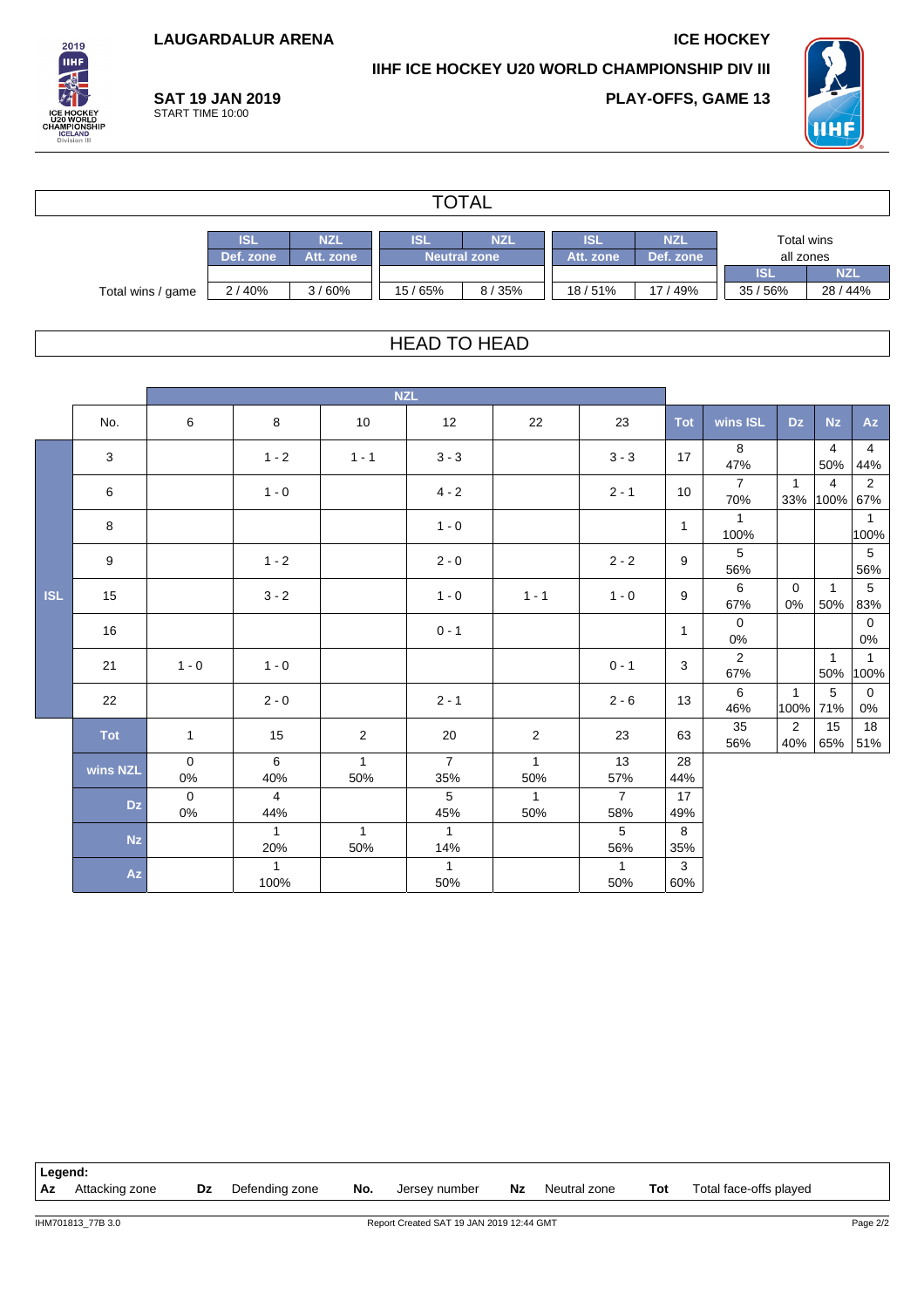LAUGARDALUR ARENA

ICE HOCKEY

IIHF ICE HOCKEY U20 WORLD CHAMPIONSHIP DIV III

**SAT 19 JAN 2019**
START TIME 10:00

**PLAY-OFFS, GAME 13**

## TOTAL

| | ISL Def. zone | NZL Att. zone | ISL Neutral zone | NZL Neutral zone | ISL Att. zone | NZL Def. zone | Total wins all zones ISL | Total wins all zones NZL |
|---|---|---|---|---|---|---|---|---|
| Total wins / game | 2 / 40% | 3 / 60% | 15 / 65% | 8 / 35% | 18 / 51% | 17 / 49% | 35 / 56% | 28 / 44% |

## HEAD TO HEAD

| | No. | NZL 6 | 8 | 10 | 12 | 22 | 23 | Tot | wins ISL | Dz | Nz | Az |
|---|---|---|---|---|---|---|---|---|---|---|---|---|
| ISL | 3 | | 1 - 2 | 1 - 1 | 3 - 3 | | 3 - 3 | 17 | 8 47% | | 4 50% | 4 44% |
| ISL | 6 | | 1 - 0 | | 4 - 2 | | 2 - 1 | 10 | 7 70% | 1 33% | 4 100% | 2 67% |
| ISL | 8 | | | | 1 - 0 | | | 1 | 1 100% | | | 1 100% |
| ISL | 9 | | 1 - 2 | | 2 - 0 | | 2 - 2 | 9 | 5 56% | | | 5 56% |
| ISL | 15 | | 3 - 2 | | 1 - 0 | 1 - 1 | 1 - 0 | 9 | 6 67% | 0 0% | 1 50% | 5 83% |
| ISL | 16 | | | | 0 - 1 | | | 1 | 0 0% | | | 0 0% |
| ISL | 21 | 1 - 0 | 1 - 0 | | | | 0 - 1 | 3 | 2 67% | | 1 50% | 1 100% |
| ISL | 22 | | 2 - 0 | | 2 - 1 | | 2 - 6 | 13 | 6 46% | 1 100% | 5 71% | 0 0% |
| | Tot | 1 | 15 | 2 | 20 | 2 | 23 | 63 | 35 56% | 2 40% | 15 65% | 18 51% |
| | wins NZL | 0 0% | 6 40% | 1 50% | 7 35% | 1 50% | 13 57% | 28 44% | | | | |
| | Dz | 0 0% | 4 44% | | 5 45% | 1 50% | 7 58% | 17 49% | | | | |
| | Nz | | 1 20% | 1 50% | 1 14% | | 5 56% | 8 35% | | | | |
| | Az | | 1 100% | | 1 50% | | 1 50% | 3 60% | | | | |

**Legend:**
**Az** Attacking zone **Dz** Defending zone **No.** Jersey number **Nz** Neutral zone **Tot** Total face-offs played

IHM701813_77B 3.0 Report Created SAT 19 JAN 2019 12:44 GMT